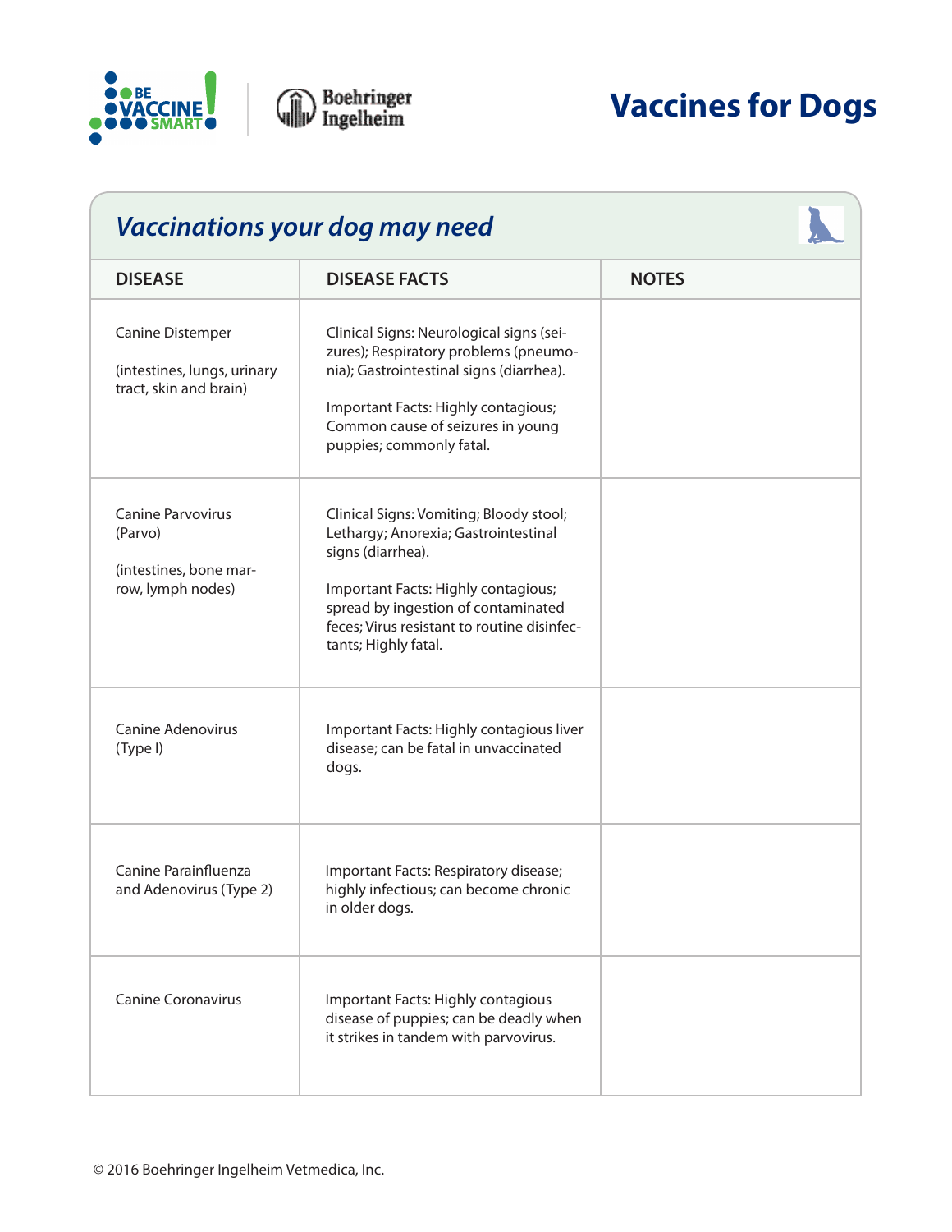BE VACCINE SMART! | Boehringer Ingelheim

# Vaccines for Dogs

## *Vaccinations your dog may need*

| DISEASE | DISEASE FACTS | NOTES |
|---|---|---|
| Canine Distemper<br><br>(intestines, lungs, urinary tract, skin and brain) | Clinical Signs: Neurological signs (seizures); Respiratory problems (pneumonia); Gastrointestinal signs (diarrhea).<br><br>Important Facts: Highly contagious; Common cause of seizures in young puppies; commonly fatal. | |
| Canine Parvovirus (Parvo)<br><br>(intestines, bone marrow, lymph nodes) | Clinical Signs: Vomiting; Bloody stool; Lethargy; Anorexia; Gastrointestinal signs (diarrhea).<br><br>Important Facts: Highly contagious; spread by ingestion of contaminated feces; Virus resistant to routine disinfectants; Highly fatal. | |
| Canine Adenovirus (Type I) | Important Facts: Highly contagious liver disease; can be fatal in unvaccinated dogs. | |
| Canine Parainfluenza and Adenovirus (Type 2) | Important Facts: Respiratory disease; highly infectious; can become chronic in older dogs. | |
| Canine Coronavirus | Important Facts: Highly contagious disease of puppies; can be deadly when it strikes in tandem with parvovirus. | |

© 2016 Boehringer Ingelheim Vetmedica, Inc.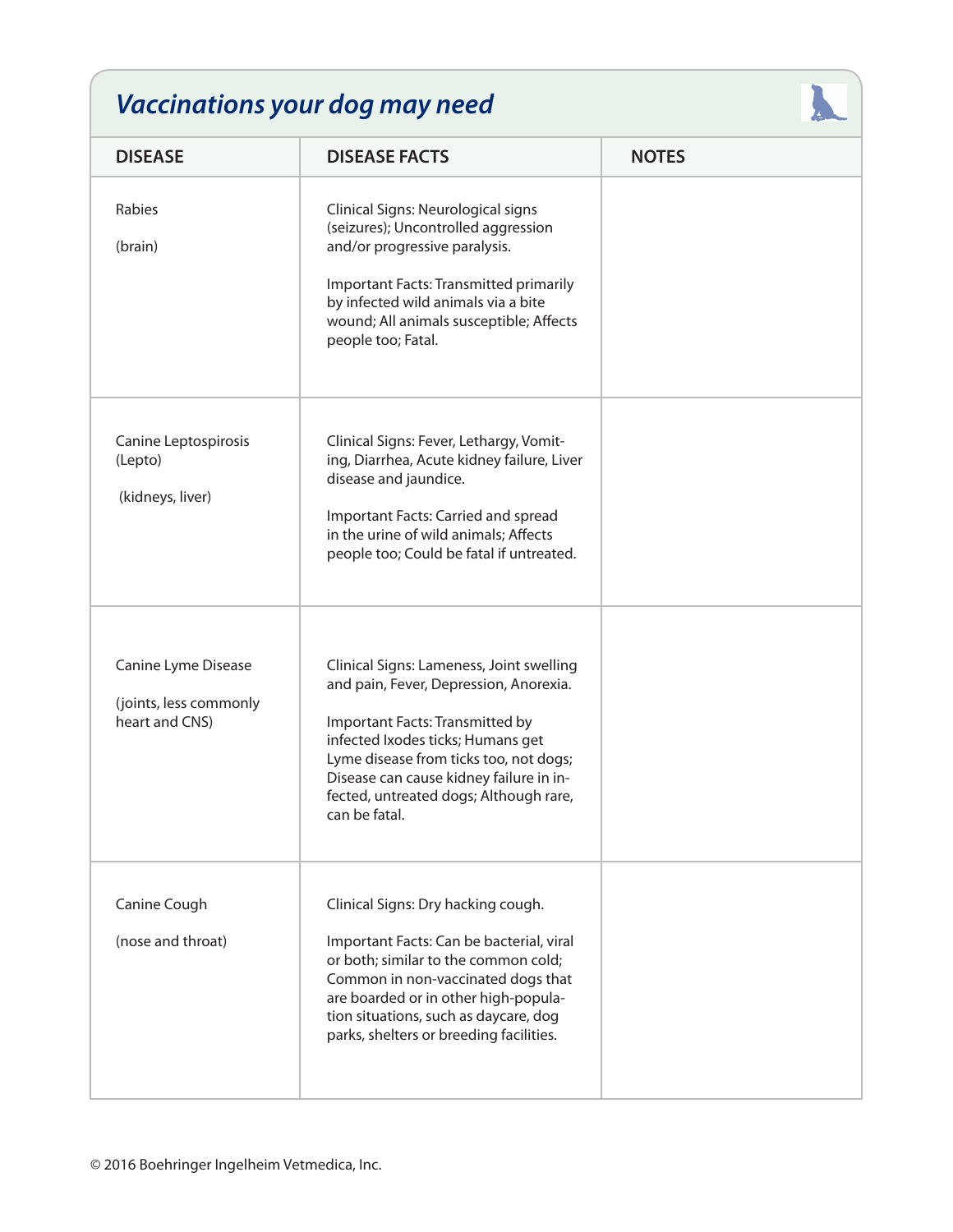## *Vaccinations your dog may need*

| DISEASE | DISEASE FACTS | NOTES |
|---|---|---|
| Rabies<br><br>(brain) | Clinical Signs: Neurological signs (seizures); Uncontrolled aggression and/or progressive paralysis.<br><br>Important Facts: Transmitted primarily by infected wild animals via a bite wound; All animals susceptible; Affects people too; Fatal. | |
| Canine Leptospirosis (Lepto)<br><br>(kidneys, liver) | Clinical Signs: Fever, Lethargy, Vomiting, Diarrhea, Acute kidney failure, Liver disease and jaundice.<br><br>Important Facts: Carried and spread in the urine of wild animals; Affects people too; Could be fatal if untreated. | |
| Canine Lyme Disease<br><br>(joints, less commonly heart and CNS) | Clinical Signs: Lameness, Joint swelling and pain, Fever, Depression, Anorexia.<br><br>Important Facts: Transmitted by infected Ixodes ticks; Humans get Lyme disease from ticks too, not dogs; Disease can cause kidney failure in infected, untreated dogs; Although rare, can be fatal. | |
| Canine Cough<br><br>(nose and throat) | Clinical Signs: Dry hacking cough.<br><br>Important Facts: Can be bacterial, viral or both; similar to the common cold; Common in non-vaccinated dogs that are boarded or in other high-population situations, such as daycare, dog parks, shelters or breeding facilities. | |

© 2016 Boehringer Ingelheim Vetmedica, Inc.